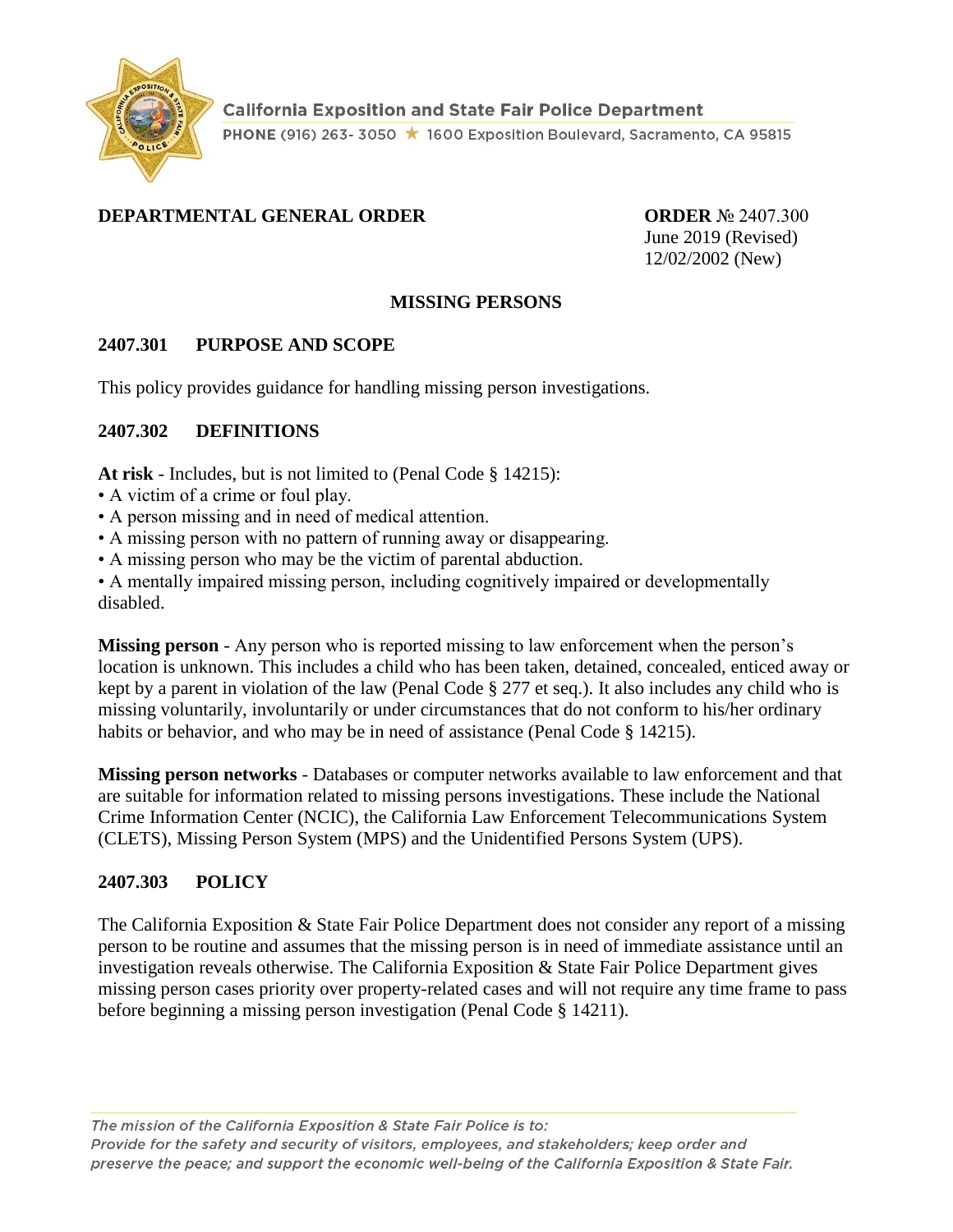California Exposition and State Fair Police Department

PHONE (916) 263- 3050 ★ 1600 Exposition Boulevard, Sacramento, CA 95815

**DEPARTMENTAL GENERAL ORDER**

**ORDER** № 2407.300
June 2019 (Revised)
12/02/2002 (New)

## MISSING PERSONS

### 2407.301 PURPOSE AND SCOPE

This policy provides guidance for handling missing person investigations.

### 2407.302 DEFINITIONS

**At risk** - Includes, but is not limited to (Penal Code § 14215):

- A victim of a crime or foul play.
- A person missing and in need of medical attention.
- A missing person with no pattern of running away or disappearing.
- A missing person who may be the victim of parental abduction.
- A mentally impaired missing person, including cognitively impaired or developmentally disabled.

**Missing person** - Any person who is reported missing to law enforcement when the person's location is unknown. This includes a child who has been taken, detained, concealed, enticed away or kept by a parent in violation of the law (Penal Code § 277 et seq.). It also includes any child who is missing voluntarily, involuntarily or under circumstances that do not conform to his/her ordinary habits or behavior, and who may be in need of assistance (Penal Code § 14215).

**Missing person networks** - Databases or computer networks available to law enforcement and that are suitable for information related to missing persons investigations. These include the National Crime Information Center (NCIC), the California Law Enforcement Telecommunications System (CLETS), Missing Person System (MPS) and the Unidentified Persons System (UPS).

### 2407.303 POLICY

The California Exposition & State Fair Police Department does not consider any report of a missing person to be routine and assumes that the missing person is in need of immediate assistance until an investigation reveals otherwise. The California Exposition & State Fair Police Department gives missing person cases priority over property-related cases and will not require any time frame to pass before beginning a missing person investigation (Penal Code § 14211).

*The mission of the California Exposition & State Fair Police is to:*
*Provide for the safety and security of visitors, employees, and stakeholders; keep order and preserve the peace; and support the economic well-being of the California Exposition & State Fair.*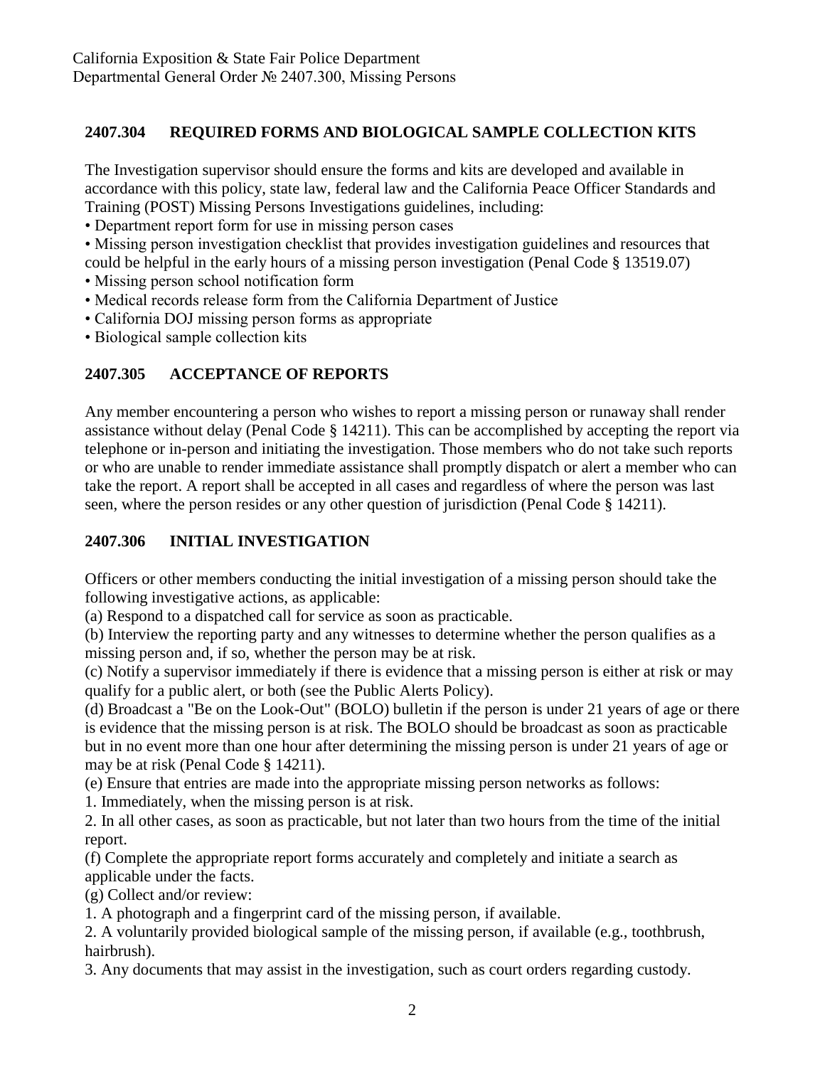## 2407.304 REQUIRED FORMS AND BIOLOGICAL SAMPLE COLLECTION KITS

The Investigation supervisor should ensure the forms and kits are developed and available in accordance with this policy, state law, federal law and the California Peace Officer Standards and Training (POST) Missing Persons Investigations guidelines, including:

- Department report form for use in missing person cases
- Missing person investigation checklist that provides investigation guidelines and resources that could be helpful in the early hours of a missing person investigation (Penal Code § 13519.07)
- Missing person school notification form
- Medical records release form from the California Department of Justice
- California DOJ missing person forms as appropriate
- Biological sample collection kits

## 2407.305 ACCEPTANCE OF REPORTS

Any member encountering a person who wishes to report a missing person or runaway shall render assistance without delay (Penal Code § 14211). This can be accomplished by accepting the report via telephone or in-person and initiating the investigation. Those members who do not take such reports or who are unable to render immediate assistance shall promptly dispatch or alert a member who can take the report. A report shall be accepted in all cases and regardless of where the person was last seen, where the person resides or any other question of jurisdiction (Penal Code § 14211).

## 2407.306 INITIAL INVESTIGATION

Officers or other members conducting the initial investigation of a missing person should take the following investigative actions, as applicable:

(a) Respond to a dispatched call for service as soon as practicable.

(b) Interview the reporting party and any witnesses to determine whether the person qualifies as a missing person and, if so, whether the person may be at risk.

(c) Notify a supervisor immediately if there is evidence that a missing person is either at risk or may qualify for a public alert, or both (see the Public Alerts Policy).

(d) Broadcast a "Be on the Look-Out" (BOLO) bulletin if the person is under 21 years of age or there is evidence that the missing person is at risk. The BOLO should be broadcast as soon as practicable but in no event more than one hour after determining the missing person is under 21 years of age or may be at risk (Penal Code § 14211).

(e) Ensure that entries are made into the appropriate missing person networks as follows:

1. Immediately, when the missing person is at risk.
2. In all other cases, as soon as practicable, but not later than two hours from the time of the initial report.

(f) Complete the appropriate report forms accurately and completely and initiate a search as applicable under the facts.

(g) Collect and/or review:

1. A photograph and a fingerprint card of the missing person, if available.
2. A voluntarily provided biological sample of the missing person, if available (e.g., toothbrush, hairbrush).
3. Any documents that may assist in the investigation, such as court orders regarding custody.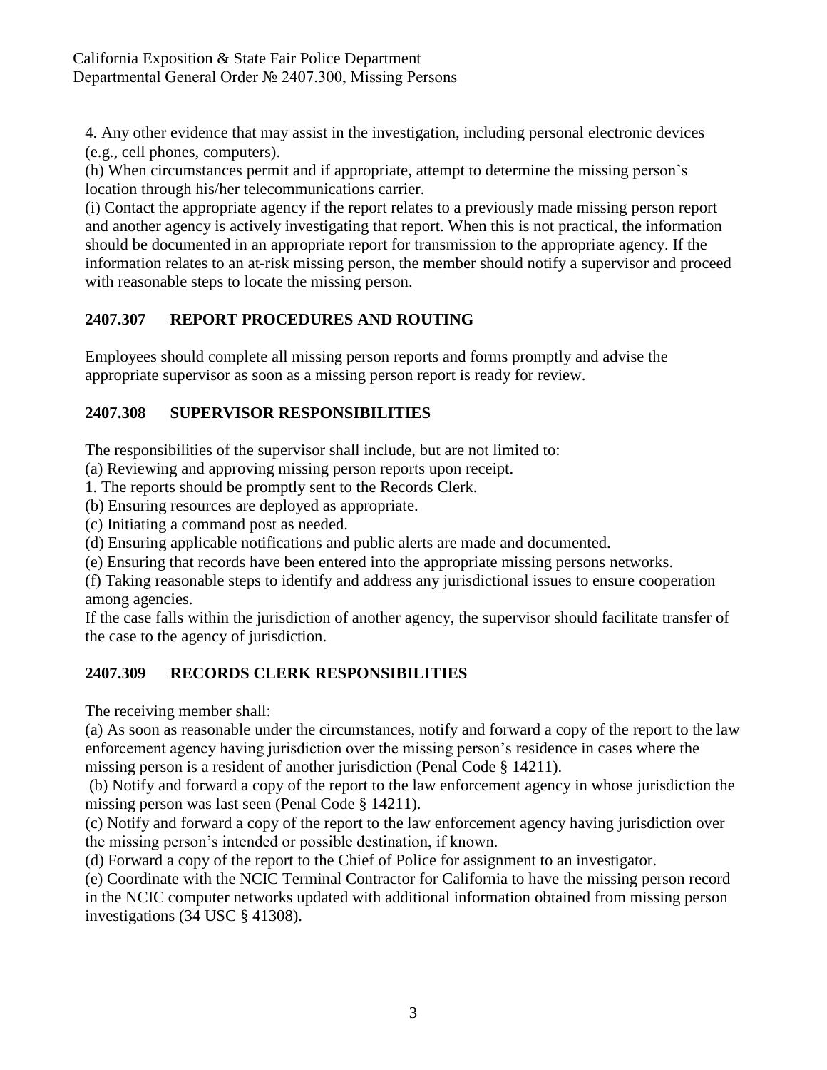4. Any other evidence that may assist in the investigation, including personal electronic devices (e.g., cell phones, computers).

(h) When circumstances permit and if appropriate, attempt to determine the missing person's location through his/her telecommunications carrier.

(i) Contact the appropriate agency if the report relates to a previously made missing person report and another agency is actively investigating that report. When this is not practical, the information should be documented in an appropriate report for transmission to the appropriate agency. If the information relates to an at-risk missing person, the member should notify a supervisor and proceed with reasonable steps to locate the missing person.

## 2407.307 REPORT PROCEDURES AND ROUTING

Employees should complete all missing person reports and forms promptly and advise the appropriate supervisor as soon as a missing person report is ready for review.

## 2407.308 SUPERVISOR RESPONSIBILITIES

The responsibilities of the supervisor shall include, but are not limited to:

(a) Reviewing and approving missing person reports upon receipt.

1. The reports should be promptly sent to the Records Clerk.

(b) Ensuring resources are deployed as appropriate.

(c) Initiating a command post as needed.

(d) Ensuring applicable notifications and public alerts are made and documented.

(e) Ensuring that records have been entered into the appropriate missing persons networks.

(f) Taking reasonable steps to identify and address any jurisdictional issues to ensure cooperation among agencies.

If the case falls within the jurisdiction of another agency, the supervisor should facilitate transfer of the case to the agency of jurisdiction.

## 2407.309 RECORDS CLERK RESPONSIBILITIES

The receiving member shall:

(a) As soon as reasonable under the circumstances, notify and forward a copy of the report to the law enforcement agency having jurisdiction over the missing person's residence in cases where the missing person is a resident of another jurisdiction (Penal Code § 14211).

(b) Notify and forward a copy of the report to the law enforcement agency in whose jurisdiction the missing person was last seen (Penal Code § 14211).

(c) Notify and forward a copy of the report to the law enforcement agency having jurisdiction over the missing person's intended or possible destination, if known.

(d) Forward a copy of the report to the Chief of Police for assignment to an investigator.

(e) Coordinate with the NCIC Terminal Contractor for California to have the missing person record in the NCIC computer networks updated with additional information obtained from missing person investigations (34 USC § 41308).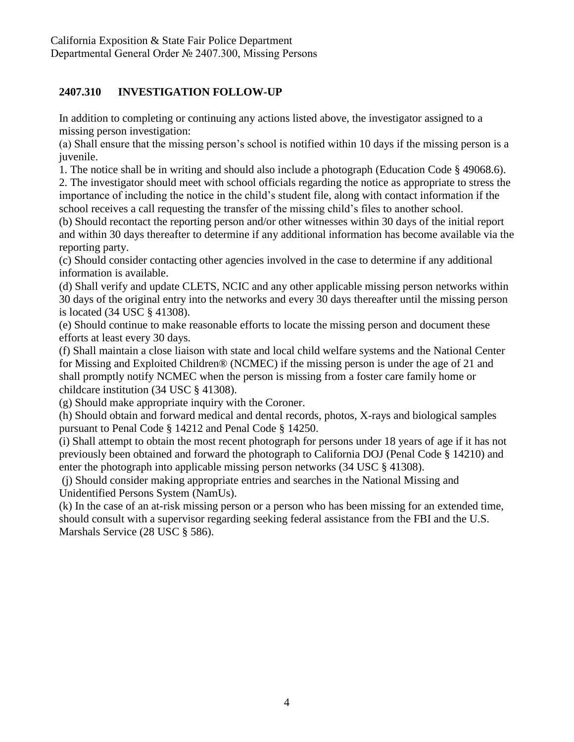## 2407.310 INVESTIGATION FOLLOW-UP

In addition to completing or continuing any actions listed above, the investigator assigned to a missing person investigation:

(a) Shall ensure that the missing person's school is notified within 10 days if the missing person is a juvenile.

1. The notice shall be in writing and should also include a photograph (Education Code § 49068.6).
2. The investigator should meet with school officials regarding the notice as appropriate to stress the importance of including the notice in the child's student file, along with contact information if the school receives a call requesting the transfer of the missing child's files to another school.

(b) Should recontact the reporting person and/or other witnesses within 30 days of the initial report and within 30 days thereafter to determine if any additional information has become available via the reporting party.

(c) Should consider contacting other agencies involved in the case to determine if any additional information is available.

(d) Shall verify and update CLETS, NCIC and any other applicable missing person networks within 30 days of the original entry into the networks and every 30 days thereafter until the missing person is located (34 USC § 41308).

(e) Should continue to make reasonable efforts to locate the missing person and document these efforts at least every 30 days.

(f) Shall maintain a close liaison with state and local child welfare systems and the National Center for Missing and Exploited Children® (NCMEC) if the missing person is under the age of 21 and shall promptly notify NCMEC when the person is missing from a foster care family home or childcare institution (34 USC § 41308).

(g) Should make appropriate inquiry with the Coroner.

(h) Should obtain and forward medical and dental records, photos, X-rays and biological samples pursuant to Penal Code § 14212 and Penal Code § 14250.

(i) Shall attempt to obtain the most recent photograph for persons under 18 years of age if it has not previously been obtained and forward the photograph to California DOJ (Penal Code § 14210) and enter the photograph into applicable missing person networks (34 USC § 41308).

(j) Should consider making appropriate entries and searches in the National Missing and Unidentified Persons System (NamUs).

(k) In the case of an at-risk missing person or a person who has been missing for an extended time, should consult with a supervisor regarding seeking federal assistance from the FBI and the U.S. Marshals Service (28 USC § 586).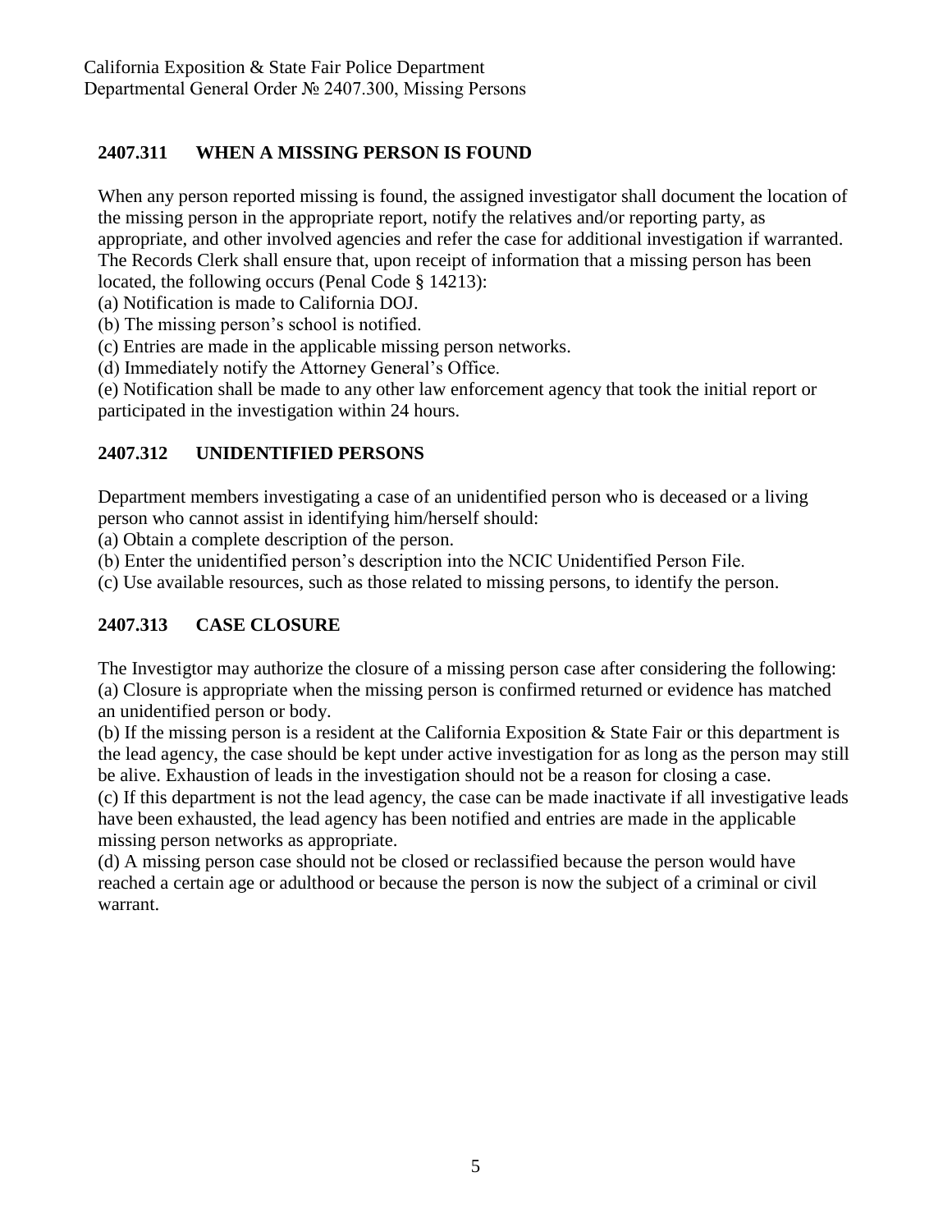## 2407.311 WHEN A MISSING PERSON IS FOUND

When any person reported missing is found, the assigned investigator shall document the location of the missing person in the appropriate report, notify the relatives and/or reporting party, as appropriate, and other involved agencies and refer the case for additional investigation if warranted. The Records Clerk shall ensure that, upon receipt of information that a missing person has been located, the following occurs (Penal Code § 14213):

(a) Notification is made to California DOJ.
(b) The missing person's school is notified.
(c) Entries are made in the applicable missing person networks.
(d) Immediately notify the Attorney General's Office.
(e) Notification shall be made to any other law enforcement agency that took the initial report or participated in the investigation within 24 hours.

## 2407.312 UNIDENTIFIED PERSONS

Department members investigating a case of an unidentified person who is deceased or a living person who cannot assist in identifying him/herself should:

(a) Obtain a complete description of the person.
(b) Enter the unidentified person's description into the NCIC Unidentified Person File.
(c) Use available resources, such as those related to missing persons, to identify the person.

## 2407.313 CASE CLOSURE

The Investigtor may authorize the closure of a missing person case after considering the following:

(a) Closure is appropriate when the missing person is confirmed returned or evidence has matched an unidentified person or body.
(b) If the missing person is a resident at the California Exposition & State Fair or this department is the lead agency, the case should be kept under active investigation for as long as the person may still be alive. Exhaustion of leads in the investigation should not be a reason for closing a case.
(c) If this department is not the lead agency, the case can be made inactivate if all investigative leads have been exhausted, the lead agency has been notified and entries are made in the applicable missing person networks as appropriate.
(d) A missing person case should not be closed or reclassified because the person would have reached a certain age or adulthood or because the person is now the subject of a criminal or civil warrant.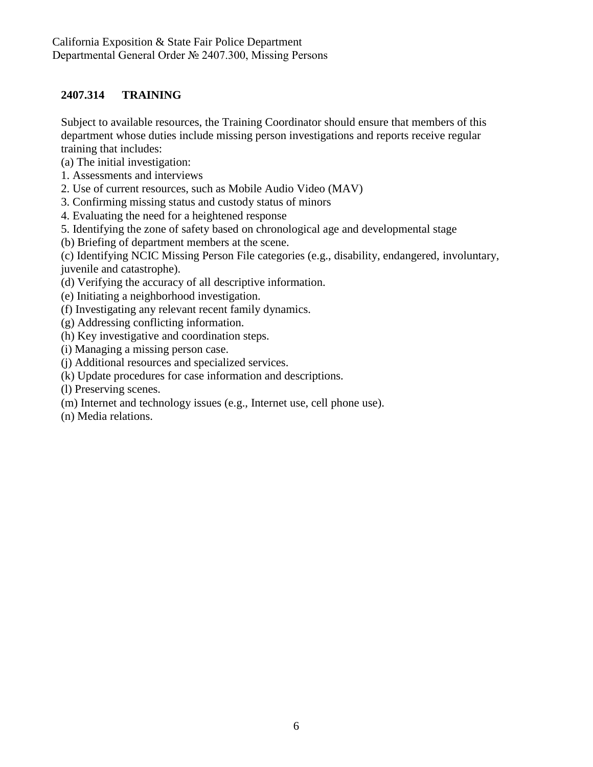## 2407.314 TRAINING

Subject to available resources, the Training Coordinator should ensure that members of this department whose duties include missing person investigations and reports receive regular training that includes:

(a) The initial investigation:

1. Assessments and interviews
2. Use of current resources, such as Mobile Audio Video (MAV)
3. Confirming missing status and custody status of minors
4. Evaluating the need for a heightened response
5. Identifying the zone of safety based on chronological age and developmental stage

(b) Briefing of department members at the scene.

(c) Identifying NCIC Missing Person File categories (e.g., disability, endangered, involuntary, juvenile and catastrophe).

(d) Verifying the accuracy of all descriptive information.

(e) Initiating a neighborhood investigation.

(f) Investigating any relevant recent family dynamics.

(g) Addressing conflicting information.

(h) Key investigative and coordination steps.

(i) Managing a missing person case.

(j) Additional resources and specialized services.

(k) Update procedures for case information and descriptions.

(l) Preserving scenes.

(m) Internet and technology issues (e.g., Internet use, cell phone use).

(n) Media relations.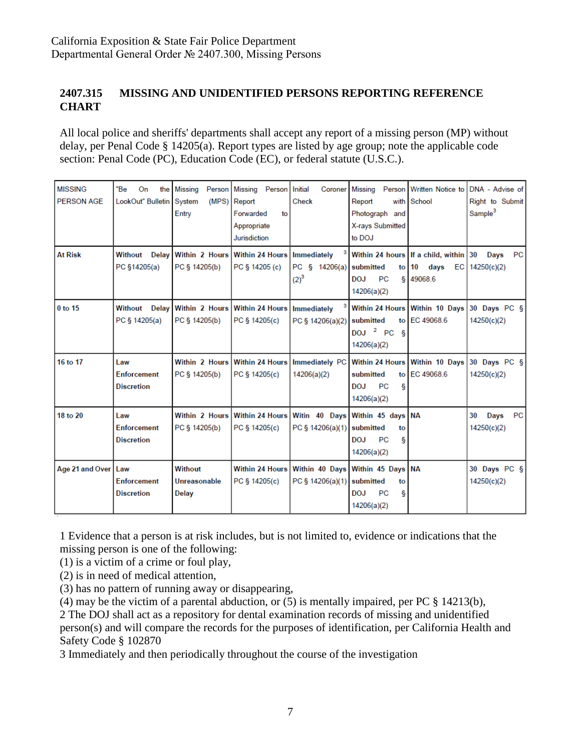## 2407.315 MISSING AND UNIDENTIFIED PERSONS REPORTING REFERENCE CHART

All local police and sheriffs' departments shall accept any report of a missing person (MP) without delay, per Penal Code § 14205(a). Report types are listed by age group; note the applicable code section: Penal Code (PC), Education Code (EC), or federal statute (U.S.C.).

| MISSING PERSON AGE | "Be On the LookOut" Bulletin | Missing Person System (MPS) Entry | Missing Person Report Forwarded to Appropriate Jurisdiction | Initial Coroner Check | Missing Person Report with Photograph and X-rays Submitted to DOJ | Written Notice to School | DNA - Advise of Right to Submit Sample[3] |
|---|---|---|---|---|---|---|---|
| At Risk | Without Delay PC §14205(a) | Within 2 Hours PC § 14205(b) | Within 24 Hours PC § 14205 (c) | Immediately[3] PC § 14206(a)(2)[3] | Within 24 hours submitted to DOJ PC § 14206(a)(2) | If a child, within 10 days EC 49068.6 | 30 Days PC 14250(c)(2) |
| 0 to 15 | Without Delay PC § 14205(a) | Within 2 Hours PC § 14205(b) | Within 24 Hours PC § 14205(c) | Immediately[3] PC § 14206(a)(2) | Within 24 Hours submitted to DOJ[2] PC § 14206(a)(2) | Within 10 Days EC 49068.6 | 30 Days PC § 14250(c)(2) |
| 16 to 17 | Law Enforcement Discretion | Within 2 Hours PC § 14205(b) | Within 24 Hours PC § 14205(c) | Immediately PC 14206(a)(2) | Within 24 Hours submitted to DOJ PC § 14206(a)(2) | Within 10 Days EC 49068.6 | 30 Days PC § 14250(c)(2) |
| 18 to 20 | Law Enforcement Discretion | Within 2 Hours PC § 14205(b) | Within 24 Hours PC § 14205(c) | Witin 40 Days PC § 14206(a)(1) | Within 45 days submitted to DOJ PC § 14206(a)(2) | NA | 30 Days PC 14250(c)(2) |
| Age 21 and Over | Law Enforcement Discretion | Without Unreasonable Delay | Within 24 Hours PC § 14205(c) | Within 40 Days PC § 14206(a)(1) | Within 45 Days submitted to DOJ PC § 14206(a)(2) | NA | 30 Days PC § 14250(c)(2) |

1 Evidence that a person is at risk includes, but is not limited to, evidence or indications that the missing person is one of the following:
(1) is a victim of a crime or foul play,
(2) is in need of medical attention,
(3) has no pattern of running away or disappearing,
(4) may be the victim of a parental abduction, or (5) is mentally impaired, per PC § 14213(b),
2 The DOJ shall act as a repository for dental examination records of missing and unidentified person(s) and will compare the records for the purposes of identification, per California Health and Safety Code § 102870
3 Immediately and then periodically throughout the course of the investigation